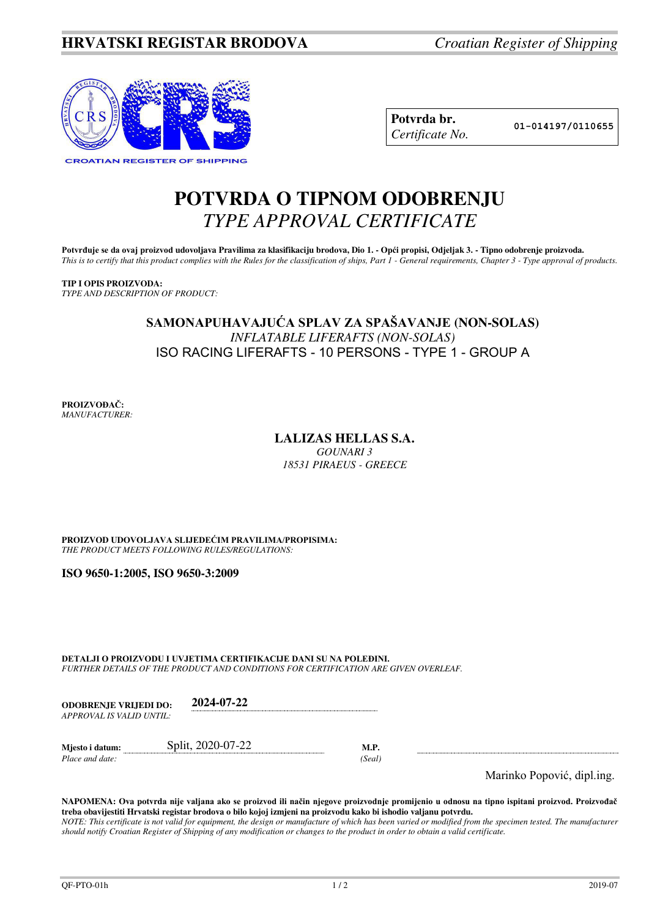**HRVATSKI REGISTAR BRODOVA** *Croatian Register of Shipping*

CROATIAN REGISTER OF SHIPPING

| **Potvrda br.** *Certificate No.* | **01-014197/0110655** |
|---|---|

# POTVRDA O TIPNOM ODOBRENJU
## *TYPE APPROVAL CERTIFICATE*

**Potvrđuje se da ovaj proizvod udovoljava Pravilima za klasifikaciju brodova, Dio 1. - Opći propisi, Odjeljak 3. - Tipno odobrenje proizvoda.**
*This is to certify that this product complies with the Rules for the classification of ships, Part 1 - General requirements, Chapter 3 - Type approval of products.*

**TIP I OPIS PROIZVODA:**
*TYPE AND DESCRIPTION OF PRODUCT:*

**SAMONAPUHAVAJUĆA SPLAV ZA SPAŠAVANJE (NON-SOLAS)**
*INFLATABLE LIFERAFTS (NON-SOLAS)*
ISO RACING LIFERAFTS - 10 PERSONS - TYPE 1 - GROUP A

**PROIZVOĐAČ:**
*MANUFACTURER:*

**LALIZAS HELLAS S.A.**
*GOUNARI 3*
*18531 PIRAEUS - GREECE*

**PROIZVOD UDOVOLJAVA SLIJEDEĆIM PRAVILIMA/PROPISIMA:**
*THE PRODUCT MEETS FOLLOWING RULES/REGULATIONS:*

**ISO 9650-1:2005, ISO 9650-3:2009**

**DETALJI O PROIZVODU I UVJETIMA CERTIFIKACIJE DANI SU NA POLEĐINI.**
*FURTHER DETAILS OF THE PRODUCT AND CONDITIONS FOR CERTIFICATION ARE GIVEN OVERLEAF.*

**ODOBRENJE VRIJEDI DO:** *APPROVAL IS VALID UNTIL:* **2024-07-22**

**Mjesto i datum:** *Place and date:* Split, 2020-07-22

**M.P.** *(Seal)*

Marinko Popović, dipl.ing.

**NAPOMENA: Ova potvrda nije valjana ako se proizvod ili način njegove proizvodnje promijenio u odnosu na tipno ispitani proizvod. Proizvođač treba obavijestiti Hrvatski registar brodova o bilo kojoj izmjeni na proizvodu kako bi ishodio valjanu potvrdu.**
*NOTE: This certificate is not valid for equipment, the design or manufacture of which has been varied or modified from the specimen tested. The manufacturer should notify Croatian Register of Shipping of any modification or changes to the product in order to obtain a valid certificate.*

QF-PTO-01h 2019-07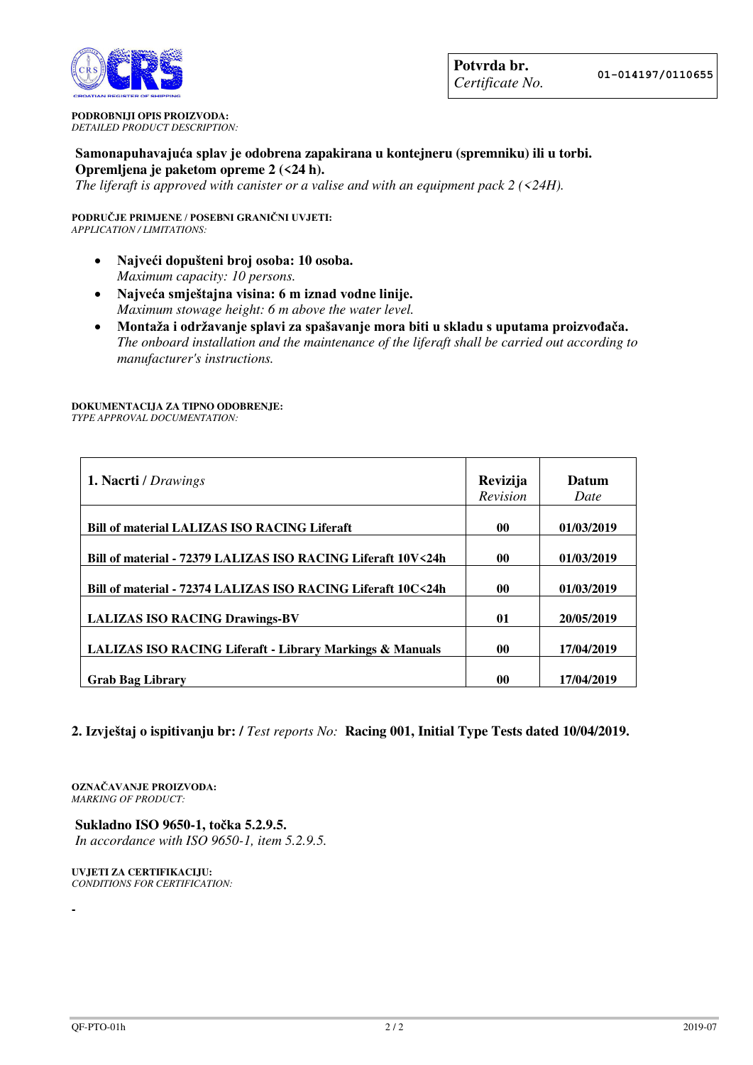**Potvrda br.** *Certificate No.* 01-014197/0110655

**PODROBNIJI OPIS PROIZVODA:**
*DETAILED PRODUCT DESCRIPTION:*

**Samonapuhavajuća splav je odobrena zapakirana u kontejneru (spremniku) ili u torbi. Opremljena je paketom opreme 2 (<24 h).**
*The liferaft is approved with canister or a valise and with an equipment pack 2 (<24H).*

**PODRUČJE PRIMJENE / POSEBNI GRANIČNI UVJETI:**
*APPLICATION / LIMITATIONS:*

- **Najveći dopušteni broj osoba: 10 osoba.**
  *Maximum capacity: 10 persons.*
- **Najveća smještajna visina: 6 m iznad vodne linije.**
  *Maximum stowage height: 6 m above the water level.*
- **Montaža i održavanje splavi za spašavanje mora biti u skladu s uputama proizvođača.**
  *The onboard installation and the maintenance of the liferaft shall be carried out according to manufacturer's instructions.*

**DOKUMENTACIJA ZA TIPNO ODOBRENJE:**
*TYPE APPROVAL DOCUMENTATION:*

| **1. Nacrti** / *Drawings* | **Revizija** *Revision* | **Datum** *Date* |
|---|---|---|
| **Bill of material LALIZAS ISO RACING Liferaft** | **00** | **01/03/2019** |
| **Bill of material - 72379 LALIZAS ISO RACING Liferaft 10V<24h** | **00** | **01/03/2019** |
| **Bill of material - 72374 LALIZAS ISO RACING Liferaft 10C<24h** | **00** | **01/03/2019** |
| **LALIZAS ISO RACING Drawings-BV** | **01** | **20/05/2019** |
| **LALIZAS ISO RACING Liferaft - Library Markings & Manuals** | **00** | **17/04/2019** |
| **Grab Bag Library** | **00** | **17/04/2019** |

**2. Izvještaj o ispitivanju br: /** *Test reports No:* **Racing 001, Initial Type Tests dated 10/04/2019.**

**OZNAČAVANJE PROIZVODA:**
*MARKING OF PRODUCT:*

**Sukladno ISO 9650-1, točka 5.2.9.5.**
*In accordance with ISO 9650-1, item 5.2.9.5.*

**UVJETI ZA CERTIFIKACIJU:**
*CONDITIONS FOR CERTIFICATION:*

-